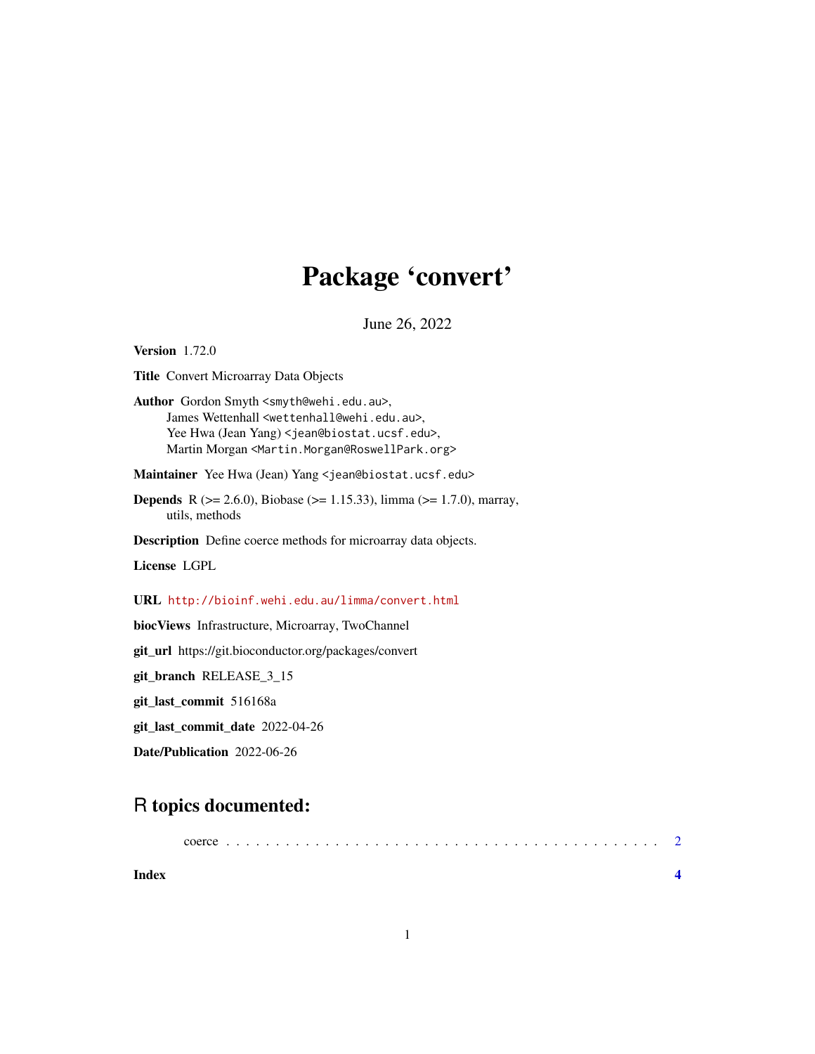# Package 'convert'

June 26, 2022

**Version** 1.72.0

**Title** Convert Microarray Data Objects

**Author** Gordon Smyth <smyth@wehi.edu.au>,
James Wettenhall <wettenhall@wehi.edu.au>,
Yee Hwa (Jean Yang) <jean@biostat.ucsf.edu>,
Martin Morgan <Martin.Morgan@RoswellPark.org>

**Maintainer** Yee Hwa (Jean) Yang <jean@biostat.ucsf.edu>

**Depends** R (>= 2.6.0), Biobase (>= 1.15.33), limma (>= 1.7.0), marray,
utils, methods

**Description** Define coerce methods for microarray data objects.

**License** LGPL

**URL** http://bioinf.wehi.edu.au/limma/convert.html

**biocViews** Infrastructure, Microarray, TwoChannel

**git_url** https://git.bioconductor.org/packages/convert

**git_branch** RELEASE_3_15

**git_last_commit** 516168a

**git_last_commit_date** 2022-04-26

**Date/Publication** 2022-06-26

## R topics documented:

coerce . . . . . . . . . . . . . . . . . . . . . . . . . . . . . . . . . . . . . . . . . . . 2

**Index** **4**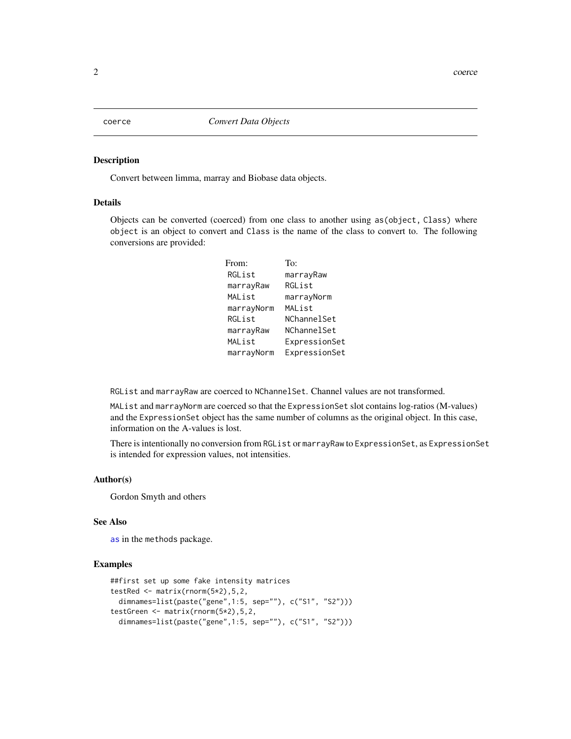# coerce — *Convert Data Objects*

## Description

Convert between limma, marray and Biobase data objects.

## Details

Objects can be converted (coerced) from one class to another using `as(object, Class)` where `object` is an object to convert and `Class` is the name of the class to convert to. The following conversions are provided:

| From: | To: |
|---|---|
| `RGList` | `marrayRaw` |
| `marrayRaw` | `RGList` |
| `MAList` | `marrayNorm` |
| `marrayNorm` | `MAList` |
| `RGList` | `NChannelSet` |
| `marrayRaw` | `NChannelSet` |
| `MAList` | `ExpressionSet` |
| `marrayNorm` | `ExpressionSet` |

`RGList` and `marrayRaw` are coerced to `NChannelSet`. Channel values are not transformed.

`MAList` and `marrayNorm` are coerced so that the `ExpressionSet` slot contains log-ratios (M-values) and the `ExpressionSet` object has the same number of columns as the original object. In this case, information on the A-values is lost.

There is intentionally no conversion from `RGList` or `marrayRaw` to `ExpressionSet`, as `ExpressionSet` is intended for expression values, not intensities.

## Author(s)

Gordon Smyth and others

## See Also

`as` in the `methods` package.

## Examples

```
##first set up some fake intensity matrices
testRed <- matrix(rnorm(5*2),5,2,
  dimnames=list(paste("gene",1:5, sep=""), c("S1", "S2")))
testGreen <- matrix(rnorm(5*2),5,2,
  dimnames=list(paste("gene",1:5, sep=""), c("S1", "S2")))
```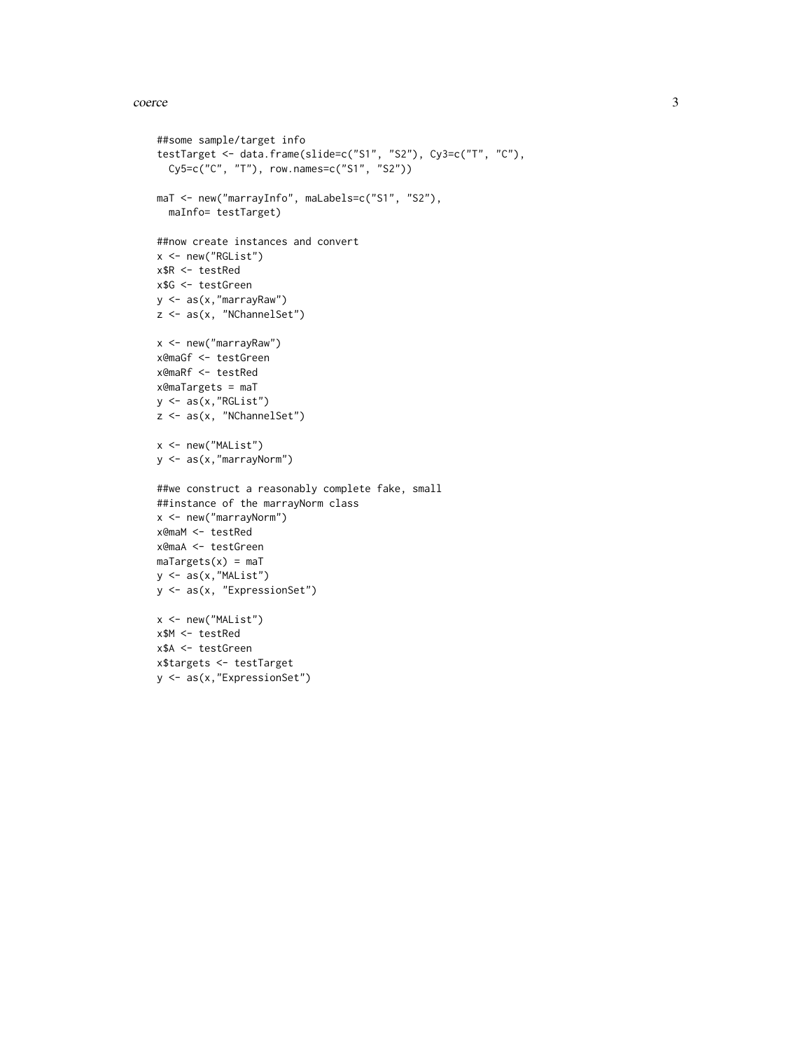```
##some sample/target info
testTarget <- data.frame(slide=c("S1", "S2"), Cy3=c("T", "C"),
  Cy5=c("C", "T"), row.names=c("S1", "S2"))

maT <- new("marrayInfo", maLabels=c("S1", "S2"),
  maInfo= testTarget)

##now create instances and convert
x <- new("RGList")
x$R <- testRed
x$G <- testGreen
y <- as(x,"marrayRaw")
z <- as(x, "NChannelSet")

x <- new("marrayRaw")
x@maGf <- testGreen
x@maRf <- testRed
x@maTargets = maT
y <- as(x,"RGList")
z <- as(x, "NChannelSet")

x <- new("MAList")
y <- as(x,"marrayNorm")

##we construct a reasonably complete fake, small
##instance of the marrayNorm class
x <- new("marrayNorm")
x@maM <- testRed
x@maA <- testGreen
maTargets(x) = maT
y <- as(x,"MAList")
y <- as(x, "ExpressionSet")

x <- new("MAList")
x$M <- testRed
x$A <- testGreen
x$targets <- testTarget
y <- as(x,"ExpressionSet")
```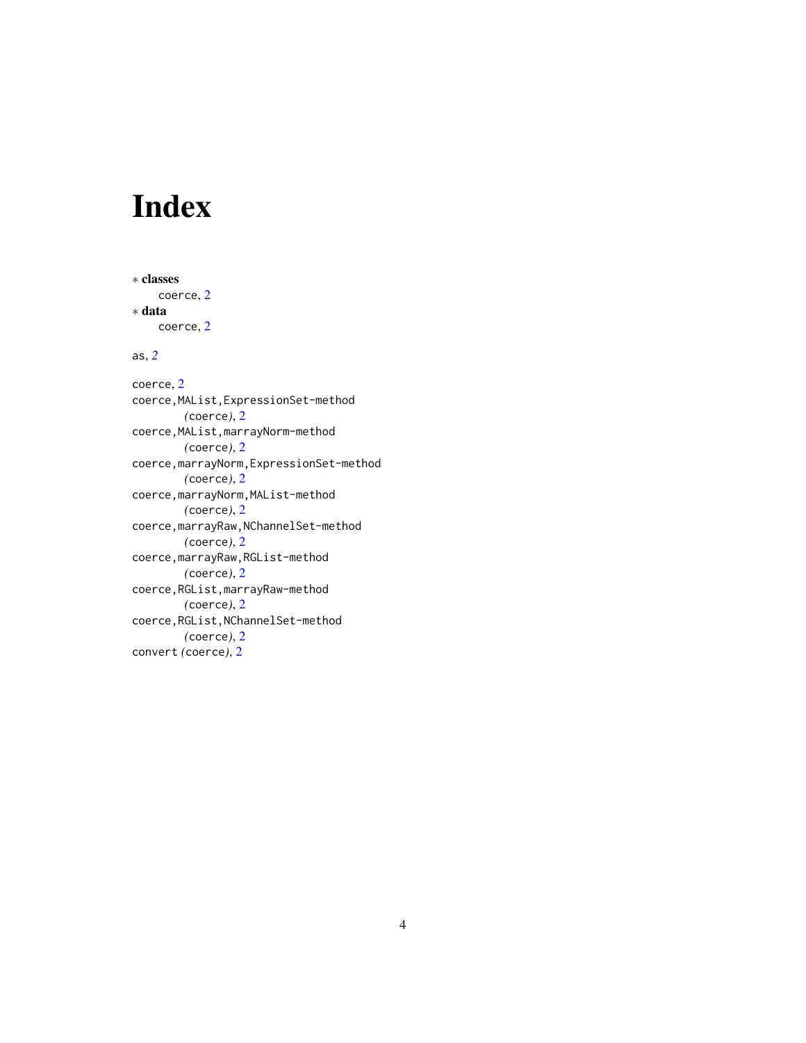# Index

∗ **classes**
    coerce, 2

∗ **data**
    coerce, 2

as, *2*

coerce, 2
coerce,MAList,ExpressionSet-method
        *(*coerce*)*, 2
coerce,MAList,marrayNorm-method
        *(*coerce*)*, 2
coerce,marrayNorm,ExpressionSet-method
        *(*coerce*)*, 2
coerce,marrayNorm,MAList-method
        *(*coerce*)*, 2
coerce,marrayRaw,NChannelSet-method
        *(*coerce*)*, 2
coerce,marrayRaw,RGList-method
        *(*coerce*)*, 2
coerce,RGList,marrayRaw-method
        *(*coerce*)*, 2
coerce,RGList,NChannelSet-method
        *(*coerce*)*, 2
convert *(*coerce*)*, 2